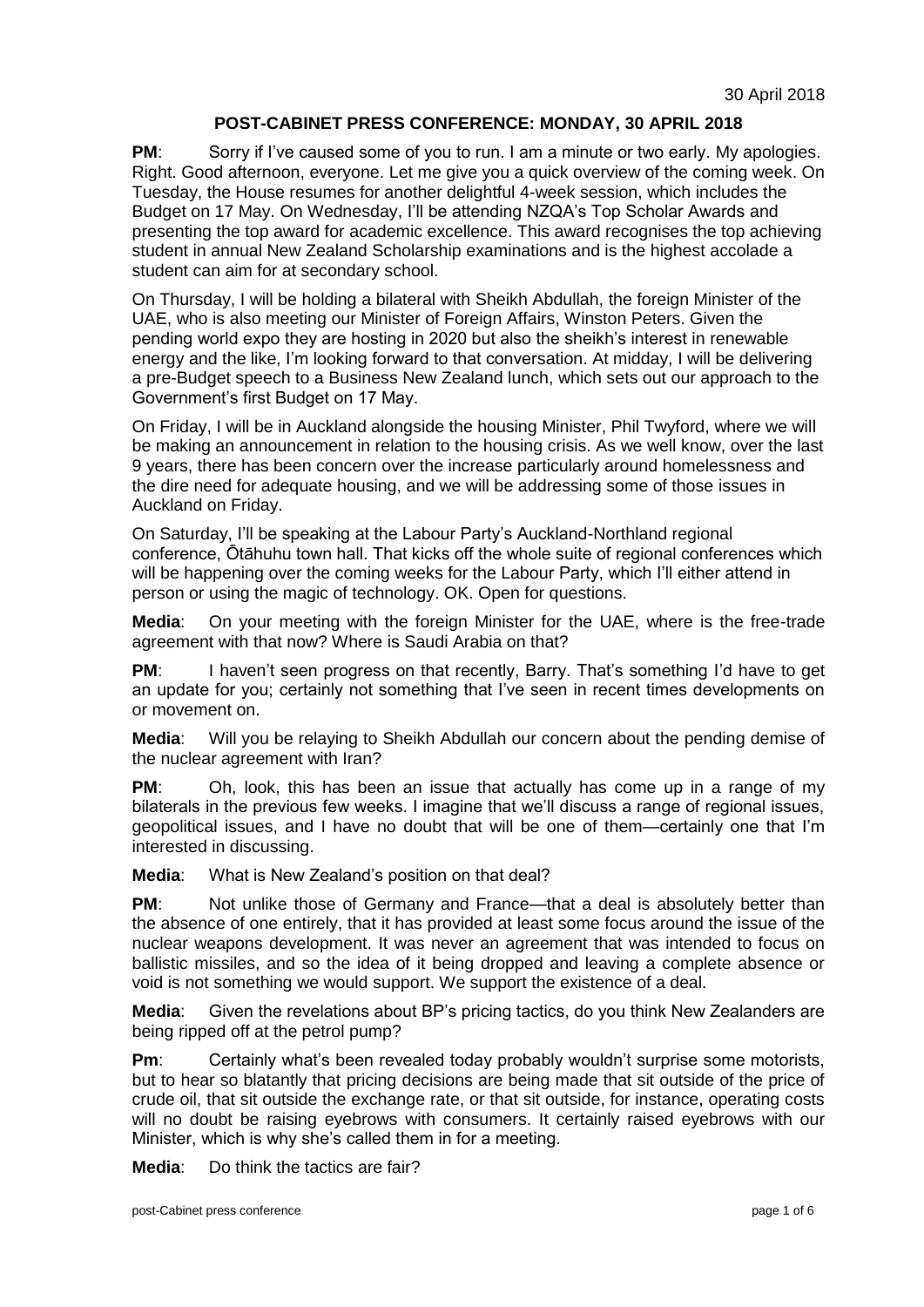30 April 2018

## POST-CABINET PRESS CONFERENCE: MONDAY, 30 APRIL 2018

**PM**: Sorry if I've caused some of you to run. I am a minute or two early. My apologies. Right. Good afternoon, everyone. Let me give you a quick overview of the coming week. On Tuesday, the House resumes for another delightful 4-week session, which includes the Budget on 17 May. On Wednesday, I'll be attending NZQA's Top Scholar Awards and presenting the top award for academic excellence. This award recognises the top achieving student in annual New Zealand Scholarship examinations and is the highest accolade a student can aim for at secondary school.

On Thursday, I will be holding a bilateral with Sheikh Abdullah, the foreign Minister of the UAE, who is also meeting our Minister of Foreign Affairs, Winston Peters. Given the pending world expo they are hosting in 2020 but also the sheikh's interest in renewable energy and the like, I'm looking forward to that conversation. At midday, I will be delivering a pre-Budget speech to a Business New Zealand lunch, which sets out our approach to the Government's first Budget on 17 May.

On Friday, I will be in Auckland alongside the housing Minister, Phil Twyford, where we will be making an announcement in relation to the housing crisis. As we well know, over the last 9 years, there has been concern over the increase particularly around homelessness and the dire need for adequate housing, and we will be addressing some of those issues in Auckland on Friday.

On Saturday, I'll be speaking at the Labour Party's Auckland-Northland regional conference, Ōtāhuhu town hall. That kicks off the whole suite of regional conferences which will be happening over the coming weeks for the Labour Party, which I'll either attend in person or using the magic of technology. OK. Open for questions.

**Media**: On your meeting with the foreign Minister for the UAE, where is the free-trade agreement with that now? Where is Saudi Arabia on that?

**PM**: I haven't seen progress on that recently, Barry. That's something I'd have to get an update for you; certainly not something that I've seen in recent times developments on or movement on.

**Media**: Will you be relaying to Sheikh Abdullah our concern about the pending demise of the nuclear agreement with Iran?

**PM**: Oh, look, this has been an issue that actually has come up in a range of my bilaterals in the previous few weeks. I imagine that we'll discuss a range of regional issues, geopolitical issues, and I have no doubt that will be one of them—certainly one that I'm interested in discussing.

**Media**: What is New Zealand's position on that deal?

**PM**: Not unlike those of Germany and France—that a deal is absolutely better than the absence of one entirely, that it has provided at least some focus around the issue of the nuclear weapons development. It was never an agreement that was intended to focus on ballistic missiles, and so the idea of it being dropped and leaving a complete absence or void is not something we would support. We support the existence of a deal.

**Media**: Given the revelations about BP's pricing tactics, do you think New Zealanders are being ripped off at the petrol pump?

**Pm**: Certainly what's been revealed today probably wouldn't surprise some motorists, but to hear so blatantly that pricing decisions are being made that sit outside of the price of crude oil, that sit outside the exchange rate, or that sit outside, for instance, operating costs will no doubt be raising eyebrows with consumers. It certainly raised eyebrows with our Minister, which is why she's called them in for a meeting.

**Media**: Do think the tactics are fair?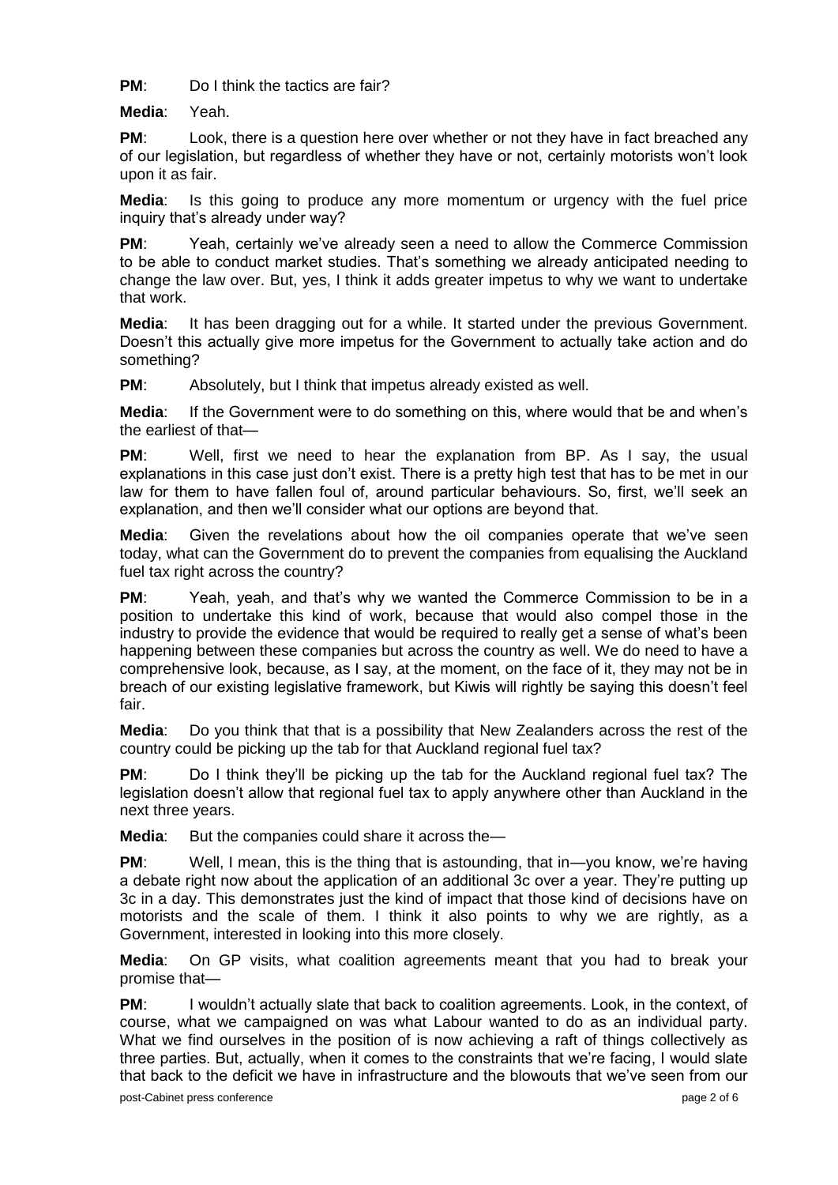**PM**: Do I think the tactics are fair?

**Media**: Yeah.

**PM**: Look, there is a question here over whether or not they have in fact breached any of our legislation, but regardless of whether they have or not, certainly motorists won't look upon it as fair.

**Media**: Is this going to produce any more momentum or urgency with the fuel price inquiry that's already under way?

**PM**: Yeah, certainly we've already seen a need to allow the Commerce Commission to be able to conduct market studies. That's something we already anticipated needing to change the law over. But, yes, I think it adds greater impetus to why we want to undertake that work.

**Media**: It has been dragging out for a while. It started under the previous Government. Doesn't this actually give more impetus for the Government to actually take action and do something?

**PM**: Absolutely, but I think that impetus already existed as well.

**Media**: If the Government were to do something on this, where would that be and when's the earliest of that—

**PM**: Well, first we need to hear the explanation from BP. As I say, the usual explanations in this case just don't exist. There is a pretty high test that has to be met in our law for them to have fallen foul of, around particular behaviours. So, first, we'll seek an explanation, and then we'll consider what our options are beyond that.

**Media**: Given the revelations about how the oil companies operate that we've seen today, what can the Government do to prevent the companies from equalising the Auckland fuel tax right across the country?

**PM**: Yeah, yeah, and that's why we wanted the Commerce Commission to be in a position to undertake this kind of work, because that would also compel those in the industry to provide the evidence that would be required to really get a sense of what's been happening between these companies but across the country as well. We do need to have a comprehensive look, because, as I say, at the moment, on the face of it, they may not be in breach of our existing legislative framework, but Kiwis will rightly be saying this doesn't feel fair.

**Media**: Do you think that that is a possibility that New Zealanders across the rest of the country could be picking up the tab for that Auckland regional fuel tax?

**PM**: Do I think they'll be picking up the tab for the Auckland regional fuel tax? The legislation doesn't allow that regional fuel tax to apply anywhere other than Auckland in the next three years.

**Media**: But the companies could share it across the—

**PM**: Well, I mean, this is the thing that is astounding, that in—you know, we're having a debate right now about the application of an additional 3c over a year. They're putting up 3c in a day. This demonstrates just the kind of impact that those kind of decisions have on motorists and the scale of them. I think it also points to why we are rightly, as a Government, interested in looking into this more closely.

**Media**: On GP visits, what coalition agreements meant that you had to break your promise that—

**PM**: I wouldn't actually slate that back to coalition agreements. Look, in the context, of course, what we campaigned on was what Labour wanted to do as an individual party. What we find ourselves in the position of is now achieving a raft of things collectively as three parties. But, actually, when it comes to the constraints that we're facing, I would slate that back to the deficit we have in infrastructure and the blowouts that we've seen from our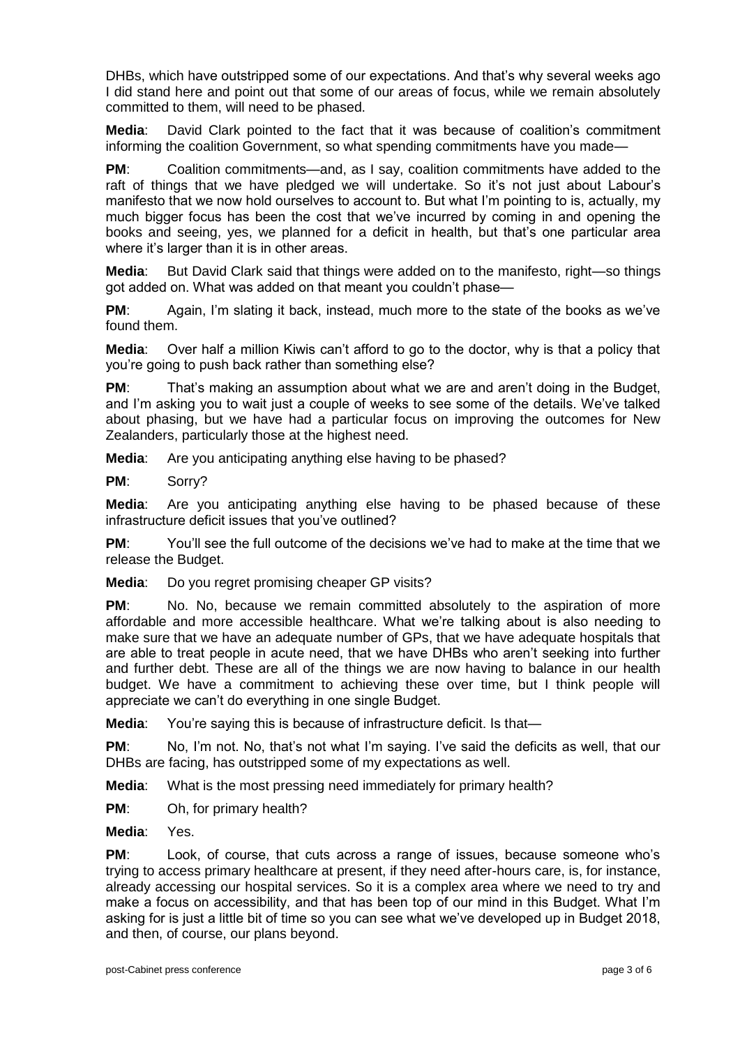DHBs, which have outstripped some of our expectations. And that's why several weeks ago I did stand here and point out that some of our areas of focus, while we remain absolutely committed to them, will need to be phased.

**Media**: David Clark pointed to the fact that it was because of coalition's commitment informing the coalition Government, so what spending commitments have you made—

**PM**: Coalition commitments—and, as I say, coalition commitments have added to the raft of things that we have pledged we will undertake. So it's not just about Labour's manifesto that we now hold ourselves to account to. But what I'm pointing to is, actually, my much bigger focus has been the cost that we've incurred by coming in and opening the books and seeing, yes, we planned for a deficit in health, but that's one particular area where it's larger than it is in other areas.

**Media**: But David Clark said that things were added on to the manifesto, right—so things got added on. What was added on that meant you couldn't phase—

**PM**: Again, I'm slating it back, instead, much more to the state of the books as we've found them.

**Media**: Over half a million Kiwis can't afford to go to the doctor, why is that a policy that you're going to push back rather than something else?

**PM**: That's making an assumption about what we are and aren't doing in the Budget, and I'm asking you to wait just a couple of weeks to see some of the details. We've talked about phasing, but we have had a particular focus on improving the outcomes for New Zealanders, particularly those at the highest need.

**Media**: Are you anticipating anything else having to be phased?

**PM**: Sorry?

**Media**: Are you anticipating anything else having to be phased because of these infrastructure deficit issues that you've outlined?

**PM**: You'll see the full outcome of the decisions we've had to make at the time that we release the Budget.

**Media**: Do you regret promising cheaper GP visits?

**PM**: No. No, because we remain committed absolutely to the aspiration of more affordable and more accessible healthcare. What we're talking about is also needing to make sure that we have an adequate number of GPs, that we have adequate hospitals that are able to treat people in acute need, that we have DHBs who aren't seeking into further and further debt. These are all of the things we are now having to balance in our health budget. We have a commitment to achieving these over time, but I think people will appreciate we can't do everything in one single Budget.

**Media**: You're saying this is because of infrastructure deficit. Is that—

**PM**: No, I'm not. No, that's not what I'm saying. I've said the deficits as well, that our DHBs are facing, has outstripped some of my expectations as well.

**Media**: What is the most pressing need immediately for primary health?

**PM**: Oh, for primary health?

**Media**: Yes.

**PM**: Look, of course, that cuts across a range of issues, because someone who's trying to access primary healthcare at present, if they need after-hours care, is, for instance, already accessing our hospital services. So it is a complex area where we need to try and make a focus on accessibility, and that has been top of our mind in this Budget. What I'm asking for is just a little bit of time so you can see what we've developed up in Budget 2018, and then, of course, our plans beyond.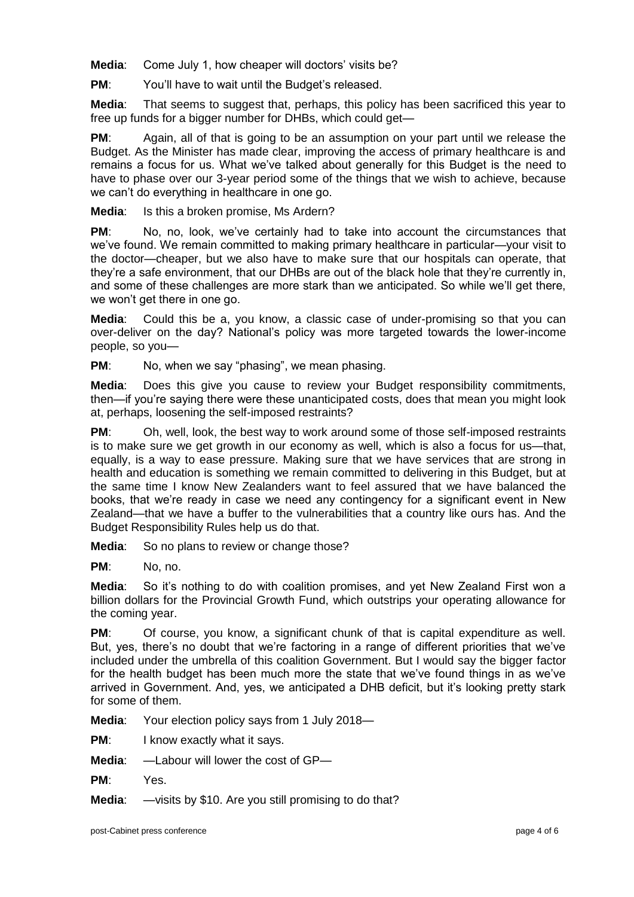**Media**: Come July 1, how cheaper will doctors' visits be?

**PM**: You'll have to wait until the Budget's released.

**Media**: That seems to suggest that, perhaps, this policy has been sacrificed this year to free up funds for a bigger number for DHBs, which could get—

**PM**: Again, all of that is going to be an assumption on your part until we release the Budget. As the Minister has made clear, improving the access of primary healthcare is and remains a focus for us. What we've talked about generally for this Budget is the need to have to phase over our 3-year period some of the things that we wish to achieve, because we can't do everything in healthcare in one go.

**Media**: Is this a broken promise, Ms Ardern?

**PM**: No, no, look, we've certainly had to take into account the circumstances that we've found. We remain committed to making primary healthcare in particular—your visit to the doctor—cheaper, but we also have to make sure that our hospitals can operate, that they're a safe environment, that our DHBs are out of the black hole that they're currently in, and some of these challenges are more stark than we anticipated. So while we'll get there, we won't get there in one go.

**Media**: Could this be a, you know, a classic case of under-promising so that you can over-deliver on the day? National's policy was more targeted towards the lower-income people, so you—

**PM**: No, when we say "phasing", we mean phasing.

**Media**: Does this give you cause to review your Budget responsibility commitments, then—if you're saying there were these unanticipated costs, does that mean you might look at, perhaps, loosening the self-imposed restraints?

**PM**: Oh, well, look, the best way to work around some of those self-imposed restraints is to make sure we get growth in our economy as well, which is also a focus for us—that, equally, is a way to ease pressure. Making sure that we have services that are strong in health and education is something we remain committed to delivering in this Budget, but at the same time I know New Zealanders want to feel assured that we have balanced the books, that we're ready in case we need any contingency for a significant event in New Zealand—that we have a buffer to the vulnerabilities that a country like ours has. And the Budget Responsibility Rules help us do that.

**Media**: So no plans to review or change those?

**PM**: No, no.

**Media**: So it's nothing to do with coalition promises, and yet New Zealand First won a billion dollars for the Provincial Growth Fund, which outstrips your operating allowance for the coming year.

**PM**: Of course, you know, a significant chunk of that is capital expenditure as well. But, yes, there's no doubt that we're factoring in a range of different priorities that we've included under the umbrella of this coalition Government. But I would say the bigger factor for the health budget has been much more the state that we've found things in as we've arrived in Government. And, yes, we anticipated a DHB deficit, but it's looking pretty stark for some of them.

**Media**: Your election policy says from 1 July 2018—

**PM**: I know exactly what it says.

**Media**: —Labour will lower the cost of GP—

**PM**: Yes.

**Media**: —visits by $10. Are you still promising to do that?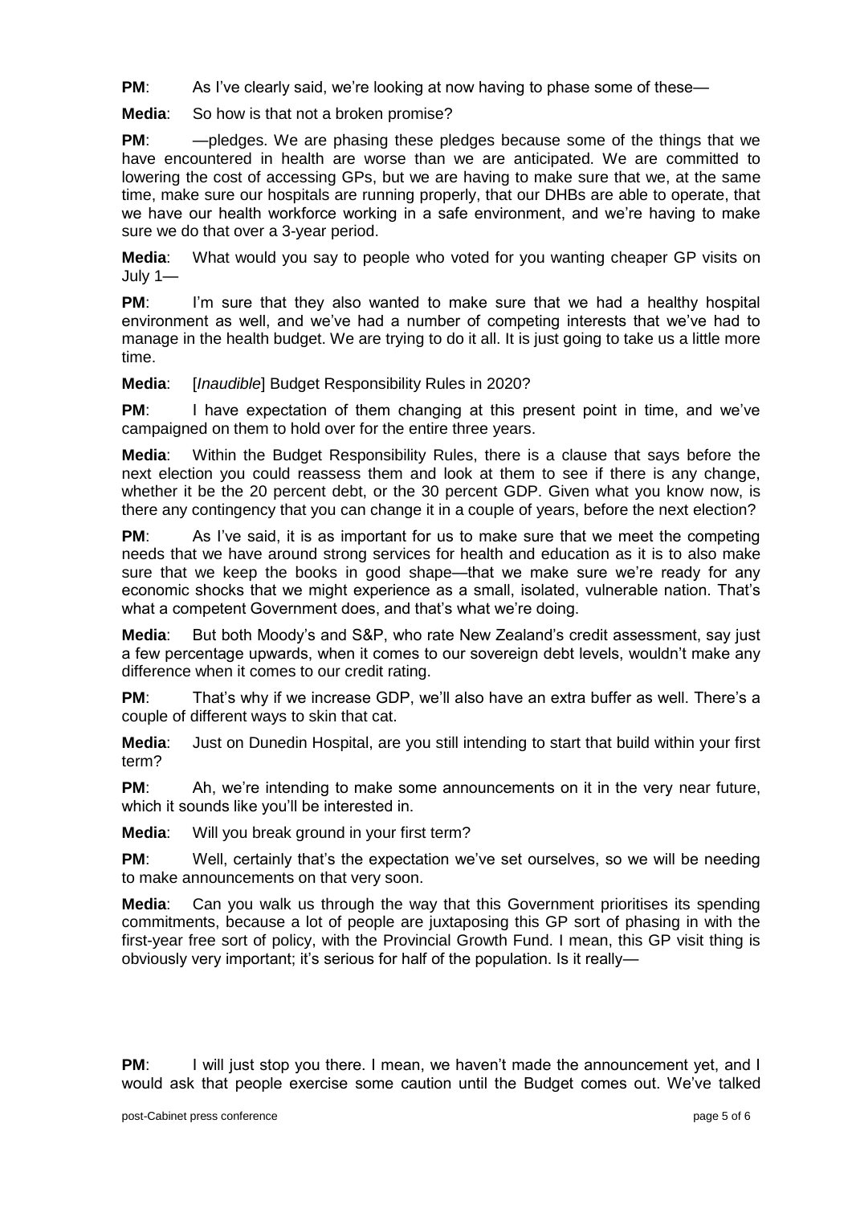**PM**: As I've clearly said, we're looking at now having to phase some of these—

**Media**: So how is that not a broken promise?

**PM**: —pledges. We are phasing these pledges because some of the things that we have encountered in health are worse than we are anticipated. We are committed to lowering the cost of accessing GPs, but we are having to make sure that we, at the same time, make sure our hospitals are running properly, that our DHBs are able to operate, that we have our health workforce working in a safe environment, and we're having to make sure we do that over a 3-year period.

**Media**: What would you say to people who voted for you wanting cheaper GP visits on July 1—

**PM**: I'm sure that they also wanted to make sure that we had a healthy hospital environment as well, and we've had a number of competing interests that we've had to manage in the health budget. We are trying to do it all. It is just going to take us a little more time.

**Media**: [*Inaudible*] Budget Responsibility Rules in 2020?

**PM**: I have expectation of them changing at this present point in time, and we've campaigned on them to hold over for the entire three years.

**Media**: Within the Budget Responsibility Rules, there is a clause that says before the next election you could reassess them and look at them to see if there is any change, whether it be the 20 percent debt, or the 30 percent GDP. Given what you know now, is there any contingency that you can change it in a couple of years, before the next election?

**PM**: As I've said, it is as important for us to make sure that we meet the competing needs that we have around strong services for health and education as it is to also make sure that we keep the books in good shape—that we make sure we're ready for any economic shocks that we might experience as a small, isolated, vulnerable nation. That's what a competent Government does, and that's what we're doing.

**Media**: But both Moody's and S&P, who rate New Zealand's credit assessment, say just a few percentage upwards, when it comes to our sovereign debt levels, wouldn't make any difference when it comes to our credit rating.

**PM**: That's why if we increase GDP, we'll also have an extra buffer as well. There's a couple of different ways to skin that cat.

**Media**: Just on Dunedin Hospital, are you still intending to start that build within your first term?

**PM**: Ah, we're intending to make some announcements on it in the very near future, which it sounds like you'll be interested in.

**Media**: Will you break ground in your first term?

**PM**: Well, certainly that's the expectation we've set ourselves, so we will be needing to make announcements on that very soon.

**Media**: Can you walk us through the way that this Government prioritises its spending commitments, because a lot of people are juxtaposing this GP sort of phasing in with the first-year free sort of policy, with the Provincial Growth Fund. I mean, this GP visit thing is obviously very important; it's serious for half of the population. Is it really—

**PM**: I will just stop you there. I mean, we haven't made the announcement yet, and I would ask that people exercise some caution until the Budget comes out. We've talked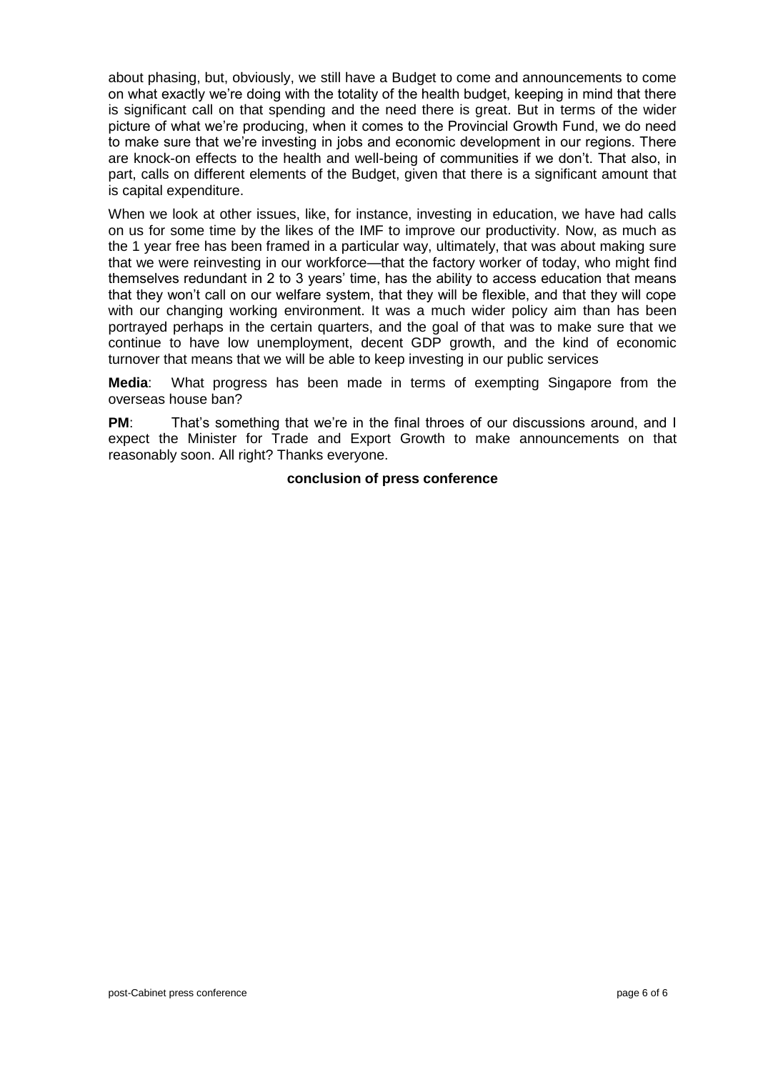about phasing, but, obviously, we still have a Budget to come and announcements to come on what exactly we're doing with the totality of the health budget, keeping in mind that there is significant call on that spending and the need there is great. But in terms of the wider picture of what we're producing, when it comes to the Provincial Growth Fund, we do need to make sure that we're investing in jobs and economic development in our regions. There are knock-on effects to the health and well-being of communities if we don't. That also, in part, calls on different elements of the Budget, given that there is a significant amount that is capital expenditure.

When we look at other issues, like, for instance, investing in education, we have had calls on us for some time by the likes of the IMF to improve our productivity. Now, as much as the 1 year free has been framed in a particular way, ultimately, that was about making sure that we were reinvesting in our workforce—that the factory worker of today, who might find themselves redundant in 2 to 3 years' time, has the ability to access education that means that they won't call on our welfare system, that they will be flexible, and that they will cope with our changing working environment. It was a much wider policy aim than has been portrayed perhaps in the certain quarters, and the goal of that was to make sure that we continue to have low unemployment, decent GDP growth, and the kind of economic turnover that means that we will be able to keep investing in our public services

**Media**: What progress has been made in terms of exempting Singapore from the overseas house ban?

**PM**: That's something that we're in the final throes of our discussions around, and I expect the Minister for Trade and Export Growth to make announcements on that reasonably soon. All right? Thanks everyone.

**conclusion of press conference**